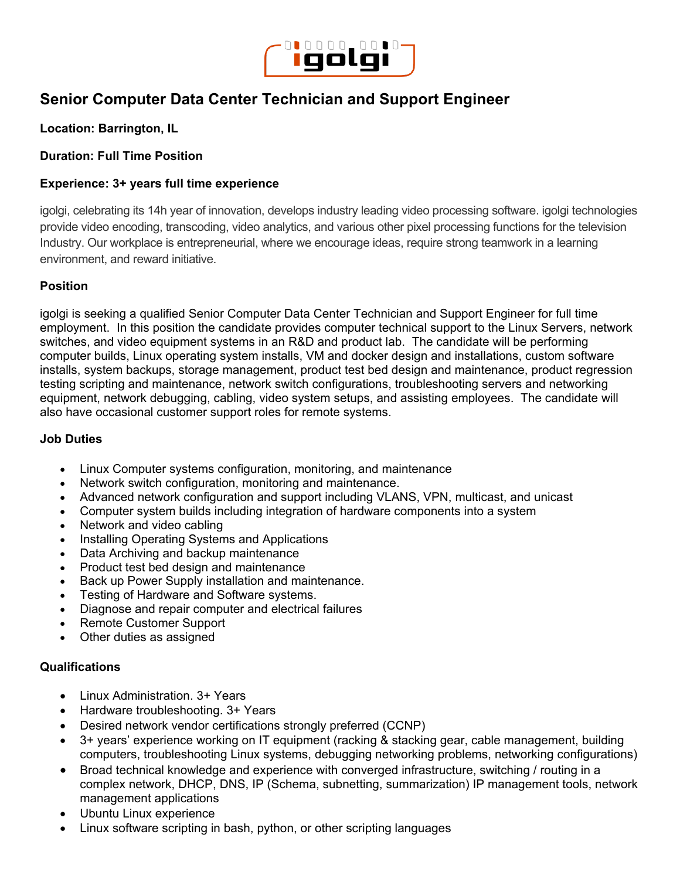# Senior Computer Data Center Technician and Support Engineer

**Location: Barrington, IL**

**Duration: Full Time Position**

**Experience: 3+ years full time experience**

igolgi, celebrating its 14h year of innovation, develops industry leading video processing software. igolgi technologies provide video encoding, transcoding, video analytics, and various other pixel processing functions for the television Industry. Our workplace is entrepreneurial, where we encourage ideas, require strong teamwork in a learning environment, and reward initiative.

## Position

igolgi is seeking a qualified Senior Computer Data Center Technician and Support Engineer for full time employment. In this position the candidate provides computer technical support to the Linux Servers, network switches, and video equipment systems in an R&D and product lab. The candidate will be performing computer builds, Linux operating system installs, VM and docker design and installations, custom software installs, system backups, storage management, product test bed design and maintenance, product regression testing scripting and maintenance, network switch configurations, troubleshooting servers and networking equipment, network debugging, cabling, video system setups, and assisting employees. The candidate will also have occasional customer support roles for remote systems.

## Job Duties

- Linux Computer systems configuration, monitoring, and maintenance
- Network switch configuration, monitoring and maintenance.
- Advanced network configuration and support including VLANS, VPN, multicast, and unicast
- Computer system builds including integration of hardware components into a system
- Network and video cabling
- Installing Operating Systems and Applications
- Data Archiving and backup maintenance
- Product test bed design and maintenance
- Back up Power Supply installation and maintenance.
- Testing of Hardware and Software systems.
- Diagnose and repair computer and electrical failures
- Remote Customer Support
- Other duties as assigned

## Qualifications

- Linux Administration. 3+ Years
- Hardware troubleshooting. 3+ Years
- Desired network vendor certifications strongly preferred (CCNP)
- 3+ years' experience working on IT equipment (racking & stacking gear, cable management, building computers, troubleshooting Linux systems, debugging networking problems, networking configurations)
- Broad technical knowledge and experience with converged infrastructure, switching / routing in a complex network, DHCP, DNS, IP (Schema, subnetting, summarization) IP management tools, network management applications
- Ubuntu Linux experience
- Linux software scripting in bash, python, or other scripting languages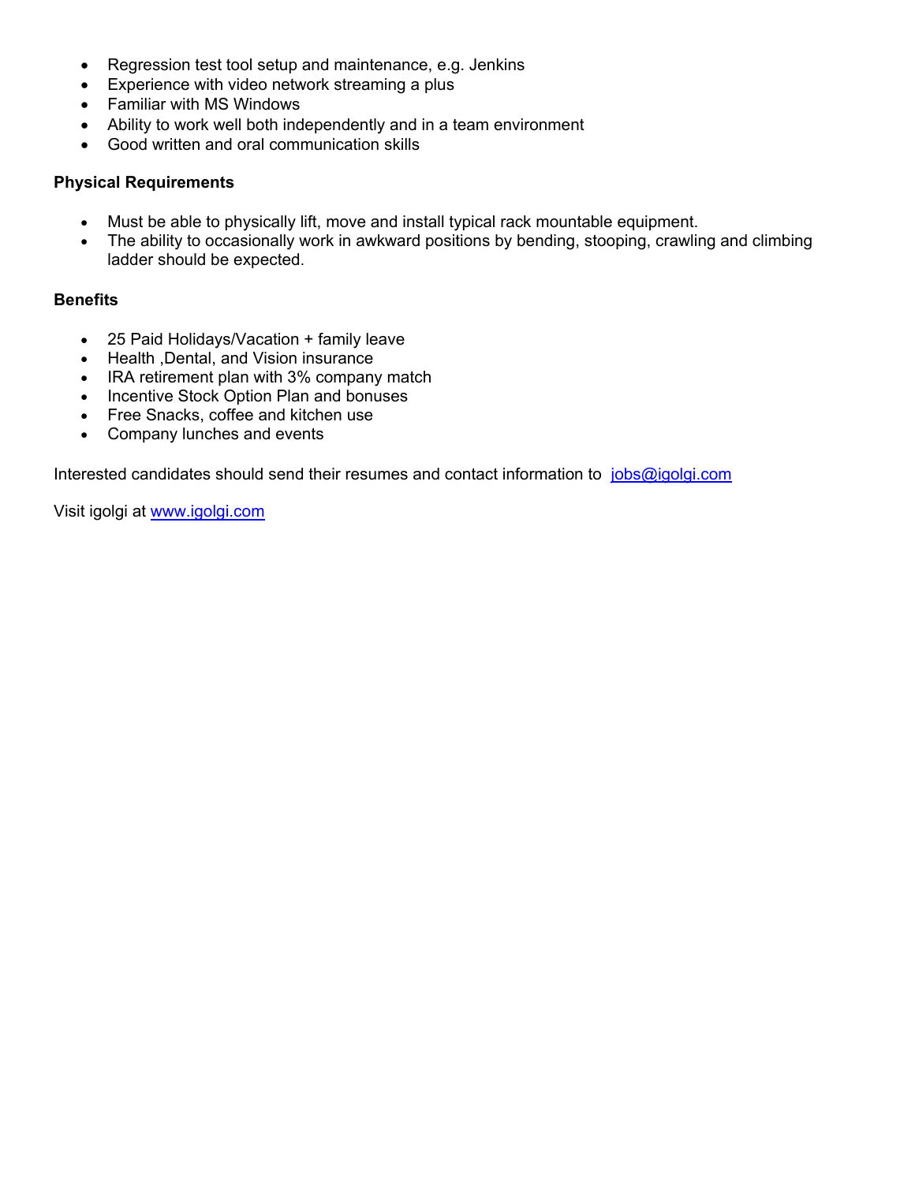- Regression test tool setup and maintenance, e.g. Jenkins
- Experience with video network streaming a plus
- Familiar with MS Windows
- Ability to work well both independently and in a team environment
- Good written and oral communication skills

**Physical Requirements**

- Must be able to physically lift, move and install typical rack mountable equipment.
- The ability to occasionally work in awkward positions by bending, stooping, crawling and climbing ladder should be expected.

**Benefits**

- 25 Paid Holidays/Vacation + family leave
- Health ,Dental, and Vision insurance
- IRA retirement plan with 3% company match
- Incentive Stock Option Plan and bonuses
- Free Snacks, coffee and kitchen use
- Company lunches and events

Interested candidates should send their resumes and contact information to [jobs@igolgi.com](mailto:jobs@igolgi.com)

Visit igolgi at [www.igolgi.com](http://www.igolgi.com)